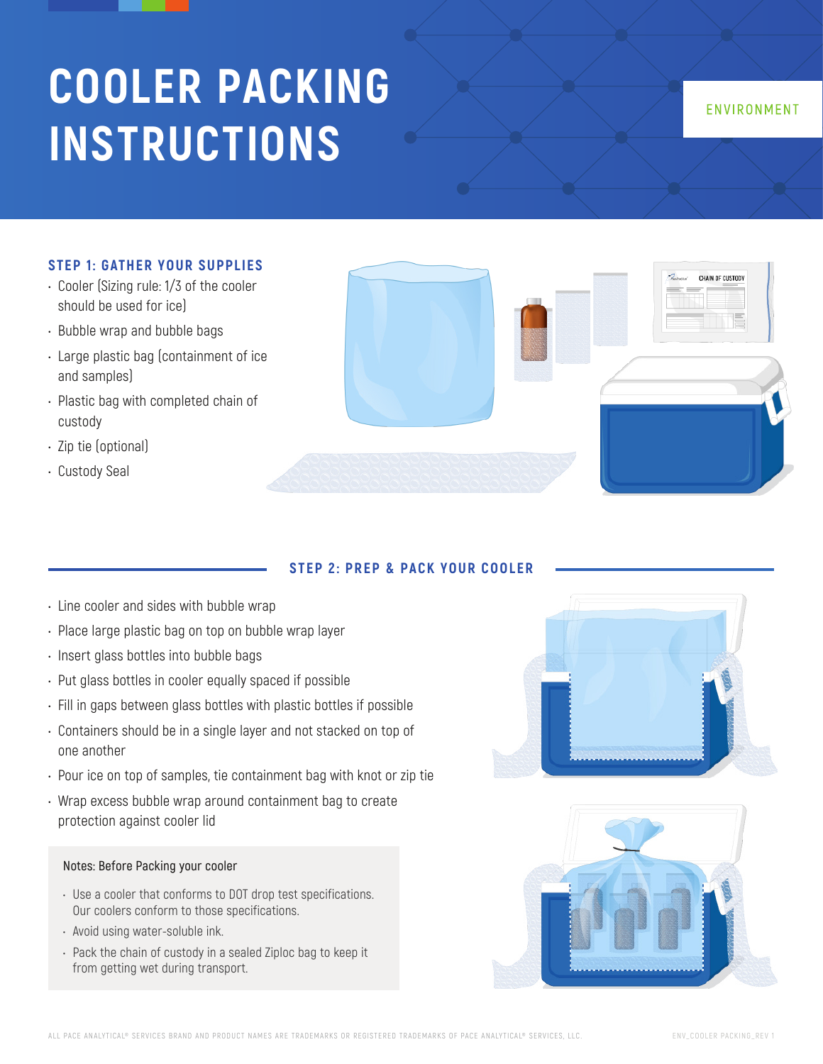# COOLER PACKING INSTRUCTIONS

ENVIRONMENT

## STEP 1: GATHER YOUR SUPPLIES

- Cooler (Sizing rule: 1/3 of the cooler should be used for ice)
- Bubble wrap and bubble bags
- Large plastic bag (containment of ice and samples)
- Plastic bag with completed chain of custody
- Zip tie (optional)
- Custody Seal

## STEP 2: PREP & PACK YOUR COOLER

- Line cooler and sides with bubble wrap
- Place large plastic bag on top on bubble wrap layer
- Insert glass bottles into bubble bags
- Put glass bottles in cooler equally spaced if possible
- Fill in gaps between glass bottles with plastic bottles if possible
- Containers should be in a single layer and not stacked on top of one another
- Pour ice on top of samples, tie containment bag with knot or zip tie
- Wrap excess bubble wrap around containment bag to create protection against cooler lid

Notes: Before Packing your cooler

- Use a cooler that conforms to DOT drop test specifications. Our coolers conform to those specifications.
- Avoid using water-soluble ink.
- Pack the chain of custody in a sealed Ziploc bag to keep it from getting wet during transport.

ALL PACE ANALYTICAL® SERVICES BRAND AND PRODUCT NAMES ARE TRADEMARKS OR REGISTERED TRADEMARKS OF PACE ANALYTICAL® SERVICES, LLC.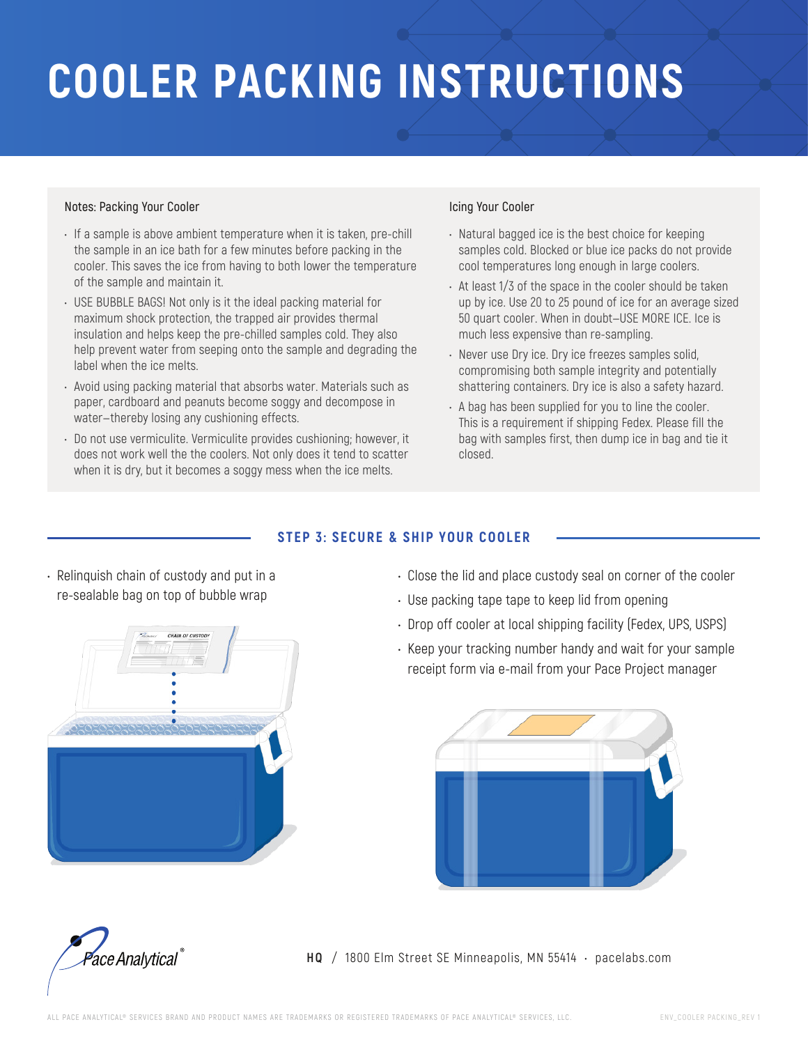# COOLER PACKING INSTRUCTIONS

Notes: Packing Your Cooler

- If a sample is above ambient temperature when it is taken, pre-chill the sample in an ice bath for a few minutes before packing in the cooler. This saves the ice from having to both lower the temperature of the sample and maintain it.
- USE BUBBLE BAGS! Not only is it the ideal packing material for maximum shock protection, the trapped air provides thermal insulation and helps keep the pre-chilled samples cold. They also help prevent water from seeping onto the sample and degrading the label when the ice melts.
- Avoid using packing material that absorbs water. Materials such as paper, cardboard and peanuts become soggy and decompose in water—thereby losing any cushioning effects.
- Do not use vermiculite. Vermiculite provides cushioning; however, it does not work well the the coolers. Not only does it tend to scatter when it is dry, but it becomes a soggy mess when the ice melts.

Icing Your Cooler

- Natural bagged ice is the best choice for keeping samples cold. Blocked or blue ice packs do not provide cool temperatures long enough in large coolers.
- At least 1/3 of the space in the cooler should be taken up by ice. Use 20 to 25 pound of ice for an average sized 50 quart cooler. When in doubt—USE MORE ICE. Ice is much less expensive than re-sampling.
- Never use Dry ice. Dry ice freezes samples solid, compromising both sample integrity and potentially shattering containers. Dry ice is also a safety hazard.
- A bag has been supplied for you to line the cooler. This is a requirement if shipping Fedex. Please fill the bag with samples first, then dump ice in bag and tie it closed.

## STEP 3: SECURE & SHIP YOUR COOLER

- Relinquish chain of custody and put in a re-sealable bag on top of bubble wrap
- Close the lid and place custody seal on corner of the cooler
- Use packing tape tape to keep lid from opening
- Drop off cooler at local shipping facility (Fedex, UPS, USPS)
- Keep your tracking number handy and wait for your sample receipt form via e-mail from your Pace Project manager

Pace Analytical®

**HQ** / 1800 Elm Street SE Minneapolis, MN 55414 · pacelabs.com

ALL PACE ANALYTICAL® SERVICES BRAND AND PRODUCT NAMES ARE TRADEMARKS OR REGISTERED TRADEMARKS OF PACE ANALYTICAL® SERVICES, LLC.

ENV_COOLER PACKING_REV 1